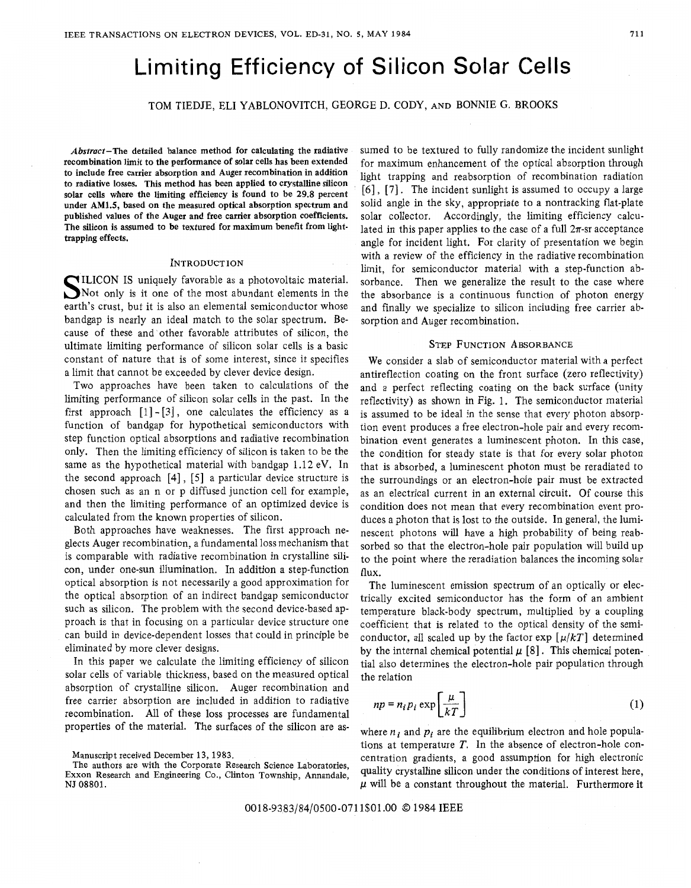# Limiting Efficiency of Silicon Solar Cells

TOM TIEDJE, ELI YABLONOVITCH, GEORGE D. CODY, AND BONNIE G. BROOKS

***Abstract*—The detailed balance method for calculating the radiative recombination limit to the performance of solar cells has been extended to include free carrier absorption and Auger recombination in addition to radiative losses. This method has been applied to crystalline silicon solar cells where the limiting efficiency is found to be 29.8 percent under AM1.5, based on the measured optical absorption spectrum and published values of the Auger and free carrier absorption coefficients. The silicon is assumed to be textured for maximum benefit from light-trapping effects.**

## INTRODUCTION

SILICON IS uniquely favorable as a photovoltaic material. Not only is it one of the most abundant elements in the earth's crust, but it is also an elemental semiconductor whose bandgap is nearly an ideal match to the solar spectrum. Because of these and other favorable attributes of silicon, the ultimate limiting performance of silicon solar cells is a basic constant of nature that is of some interest, since it specifies a limit that cannot be exceeded by clever device design.

Two approaches have been taken to calculations of the limiting performance of silicon solar cells in the past. In the first approach [1]-[3], one calculates the efficiency as a function of bandgap for hypothetical semiconductors with step function optical absorptions and radiative recombination only. Then the limiting efficiency of silicon is taken to be the same as the hypothetical material with bandgap 1.12 eV. In the second approach [4], [5] a particular device structure is chosen such as an n or p diffused junction cell for example, and then the limiting performance of an optimized device is calculated from the known properties of silicon.

Both approaches have weaknesses. The first approach neglects Auger recombination, a fundamental loss mechanism that is comparable with radiative recombination in crystalline silicon, under one-sun illumination. In addition a step-function optical absorption is not necessarily a good approximation for the optical absorption of an indirect bandgap semiconductor such as silicon. The problem with the second device-based approach is that in focusing on a particular device structure one can build in device-dependent losses that could in principle be eliminated by more clever designs.

In this paper we calculate the limiting efficiency of silicon solar cells of variable thickness, based on the measured optical absorption of crystalline silicon. Auger recombination and free carrier absorption are included in addition to radiative recombination. All of these loss processes are fundamental properties of the material. The surfaces of the silicon are assumed to be textured to fully randomize the incident sunlight for maximum enhancement of the optical absorption through light trapping and reabsorption of recombination radiation [6], [7]. The incident sunlight is assumed to occupy a large solid angle in the sky, appropriate to a nontracking flat-plate solar collector. Accordingly, the limiting efficiency calculated in this paper applies to the case of a full $2\pi$-sr acceptance angle for incident light. For clarity of presentation we begin with a review of the efficiency in the radiative recombination limit, for semiconductor material with a step-function absorbance. Then we generalize the result to the case where the absorbance is a continuous function of photon energy and finally we specialize to silicon including free carrier absorption and Auger recombination.

## STEP FUNCTION ABSORBANCE

We consider a slab of semiconductor material with a perfect antireflection coating on the front surface (zero reflectivity) and a perfect reflecting coating on the back surface (unity reflectivity) as shown in Fig. 1. The semiconductor material is assumed to be ideal in the sense that every photon absorption event produces a free electron-hole pair and every recombination event generates a luminescent photon. In this case, the condition for steady state is that for every solar photon that is absorbed, a luminescent photon must be reradiated to the surroundings or an electron-hole pair must be extracted as an electrical current in an external circuit. Of course this condition does not mean that every recombination event produces a photon that is lost to the outside. In general, the luminescent photons will have a high probability of being reabsorbed so that the electron-hole pair population will build up to the point where the reradiation balances the incoming solar flux.

The luminescent emission spectrum of an optically or electrically excited semiconductor has the form of an ambient temperature black-body spectrum, multiplied by a coupling coefficient that is related to the optical density of the semiconductor, all scaled up by the factor $\exp[\mu/kT]$ determined by the internal chemical potential $\mu$ [8]. This chemical potential also determines the electron-hole pair population through the relation

$$np = n_i p_i \exp\left[\frac{\mu}{kT}\right] \tag{1}$$

where $n_i$ and $p_i$ are the equilibrium electron and hole populations at temperature $T$. In the absence of electron-hole concentration gradients, a good assumption for high electronic quality crystalline silicon under the conditions of interest here, $\mu$ will be a constant throughout the material. Furthermore it

Manuscript received December 13, 1983.

The authors are with the Corporate Research Science Laboratories, Exxon Research and Engineering Co., Clinton Township, Annandale, NJ 08801.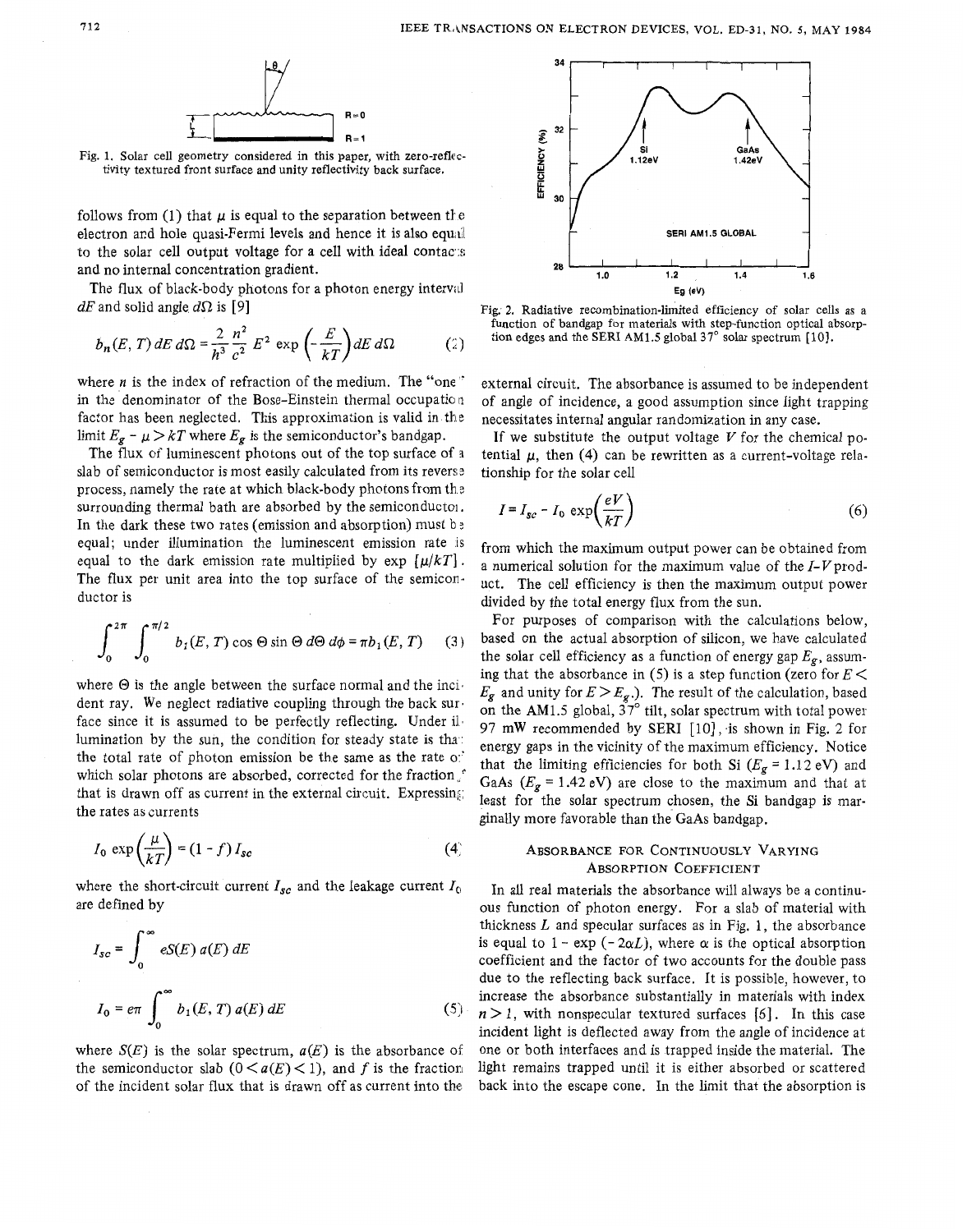Fig. 1. Solar cell geometry considered in this paper, with zero-reflectivity textured front surface and unity reflectivity back surface.

follows from (1) that $\mu$ is equal to the separation between the electron and hole quasi-Fermi levels and hence it is also equal to the solar cell output voltage for a cell with ideal contacts and no internal concentration gradient.

The flux of black-body photons for a photon energy interval $dF$ and solid angle $d\Omega$ is [9]

$$b_n(E, T)\, dE\, d\Omega = \frac{2\, n^2}{h^3\, c^2}\, E^2 \exp\left(-\frac{E}{kT}\right) dE\, d\Omega \tag{2}$$

where $n$ is the index of refraction of the medium. The "one" in the denominator of the Bose-Einstein thermal occupation factor has been neglected. This approximation is valid in the limit $E_g - \mu > kT$ where $E_g$ is the semiconductor's bandgap.

The flux of luminescent photons out of the top surface of a slab of semiconductor is most easily calculated from its reverse process, namely the rate at which black-body photons from the surrounding thermal bath are absorbed by the semiconductor. In the dark these two rates (emission and absorption) must be equal; under illumination the luminescent emission rate is equal to the dark emission rate multiplied by $\exp[\mu/kT]$. The flux per unit area into the top surface of the semiconductor is

$$\int_0^{2\pi} \int_0^{\pi/2} b_1(E, T) \cos\Theta \sin\Theta\, d\Theta\, d\phi = \pi b_1(E, T) \tag{3}$$

where $\Theta$ is the angle between the surface normal and the incident ray. We neglect radiative coupling through the back surface since it is assumed to be perfectly reflecting. Under illumination by the sun, the condition for steady state is that the total rate of photon emission be the same as the rate of which solar photons are absorbed, corrected for the fraction $f$ that is drawn off as current in the external circuit. Expressing the rates as currents

$$I_0 \exp\left(\frac{\mu}{kT}\right) = (1 - f)\, I_{sc} \tag{4}$$

where the short-circuit current $I_{sc}$ and the leakage current $I_0$ are defined by

$$I_{sc} = \int_0^\infty eS(E)\, a(E)\, dE$$

$$I_0 = e\pi \int_0^\infty b_1(E, T)\, a(E)\, dE \tag{5}$$

where $S(E)$ is the solar spectrum, $a(E)$ is the absorbance of the semiconductor slab $(0 < a(E) < 1)$, and $f$ is the fraction of the incident solar flux that is drawn off as current into the external circuit. The absorbance is assumed to be independent of angle of incidence, a good assumption since light trapping necessitates internal angular randomization in any case.

If we substitute the output voltage $V$ for the chemical potential $\mu$, then (4) can be rewritten as a current-voltage relationship for the solar cell

$$I = I_{sc} - I_0 \exp\left(\frac{eV}{kT}\right) \tag{6}$$

from which the maximum output power can be obtained from a numerical solution for the maximum value of the $I$-$V$ product. The cell efficiency is then the maximum output power divided by the total energy flux from the sun.

For purposes of comparison with the calculations below, based on the actual absorption of silicon, we have calculated the solar cell efficiency as a function of energy gap $E_g$, assuming that the absorbance in (5) is a step function (zero for $E < E_g$ and unity for $E > E_g$). The result of the calculation, based on the AM1.5 global, 37° tilt, solar spectrum with total power 97 mW recommended by SERI [10], is shown in Fig. 2 for energy gaps in the vicinity of the maximum efficiency. Notice that the limiting efficiencies for both Si ($E_g$ = 1.12 eV) and GaAs ($E_g$ = 1.42 eV) are close to the maximum and that at least for the solar spectrum chosen, the Si bandgap is marginally more favorable than the GaAs bandgap.

Fig. 2. Radiative recombination-limited efficiency of solar cells as a function of bandgap for materials with step-function optical absorption edges and the SERI AM1.5 global 37° solar spectrum [10].

## Absorbance for Continuously Varying Absorption Coefficient

In all real materials the absorbance will always be a continuous function of photon energy. For a slab of material with thickness $L$ and specular surfaces as in Fig. 1, the absorbance is equal to $1 - \exp(-2\alpha L)$, where $\alpha$ is the optical absorption coefficient and the factor of two accounts for the double pass due to the reflecting back surface. It is possible, however, to increase the absorbance substantially in materials with index $n > 1$, with nonspecular textured surfaces [6]. In this case incident light is deflected away from the angle of incidence at one or both interfaces and is trapped inside the material. The light remains trapped until it is either absorbed or scattered back into the escape cone. In the limit that the absorption is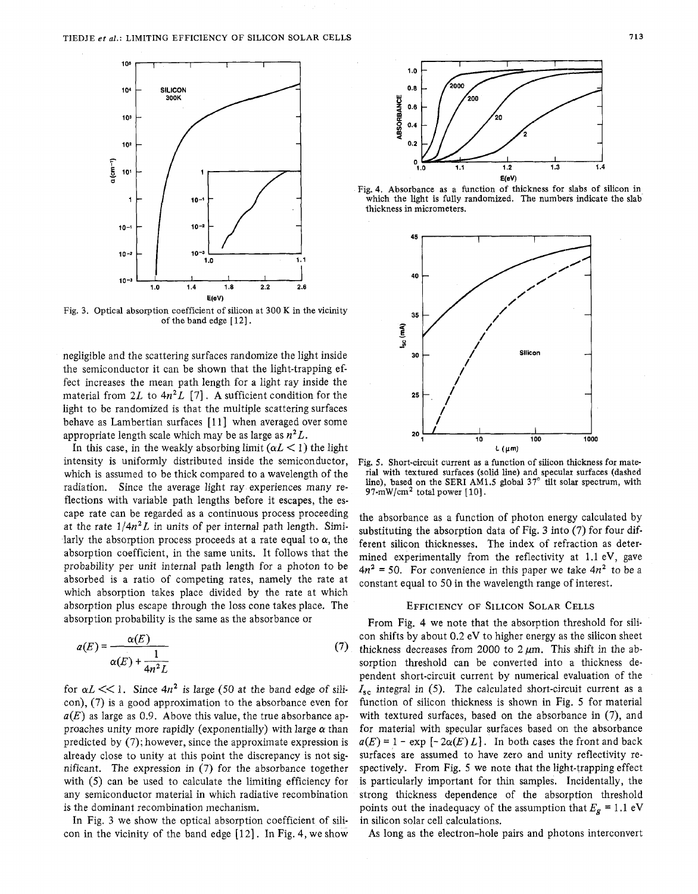Fig. 3. Optical absorption coefficient of silicon at 300 K in the vicinity of the band edge [12].

Fig. 4. Absorbance as a function of thickness for slabs of silicon in which the light is fully randomized. The numbers indicate the slab thickness in micrometers.

Fig. 5. Short-circuit current as a function of silicon thickness for material with textured surfaces (solid line) and specular surfaces (dashed line), based on the SERI AM1.5 global 37° tilt solar spectrum, with 97-mW/cm² total power [10].

negligible and the scattering surfaces randomize the light inside the semiconductor it can be shown that the light-trapping effect increases the mean path length for a light ray inside the material from $2L$ to $4n^2L$ [7]. A sufficient condition for the light to be randomized is that the multiple scattering surfaces behave as Lambertian surfaces [11] when averaged over some appropriate length scale which may be as large as $n^2L$.

In this case, in the weakly absorbing limit ($\alpha L < 1$) the light intensity is uniformly distributed inside the semiconductor, which is assumed to be thick compared to a wavelength of the radiation. Since the average light ray experiences many reflections with variable path lengths before it escapes, the escape rate can be regarded as a continuous process proceeding at the rate $1/4n^2L$ in units of per internal path length. Similarly the absorption process proceeds at a rate equal to $\alpha$, the absorption coefficient, in the same units. It follows that the probability per unit internal path length for a photon to be absorbed is a ratio of competing rates, namely the rate at which absorption takes place divided by the rate at which absorption plus escape through the loss cone takes place. The absorption probability is the same as the absorbance or

$$a(E) = \frac{\alpha(E)}{\alpha(E) + \dfrac{1}{4n^2L}} \tag{7}$$

for $\alpha L \ll 1$. Since $4n^2$ is large (50 at the band edge of silicon), (7) is a good approximation to the absorbance even for $a(E)$ as large as 0.9. Above this value, the true absorbance approaches unity more rapidly (exponentially) with large $\alpha$ than predicted by (7); however, since the approximate expression is already close to unity at this point the discrepancy is not significant. The expression in (7) for the absorbance together with (5) can be used to calculate the limiting efficiency for any semiconductor material in which radiative recombination is the dominant recombination mechanism.

In Fig. 3 we show the optical absorption coefficient of silicon in the vicinity of the band edge [12]. In Fig. 4, we show the absorbance as a function of photon energy calculated by substituting the absorption data of Fig. 3 into (7) for four different silicon thicknesses. The index of refraction as determined experimentally from the reflectivity at 1.1 eV, gave $4n^2 = 50$. For convenience in this paper we take $4n^2$ to be a constant equal to 50 in the wavelength range of interest.

## Efficiency of Silicon Solar Cells

From Fig. 4 we note that the absorption threshold for silicon shifts by about 0.2 eV to higher energy as the silicon sheet thickness decreases from 2000 to 2 μm. This shift in the absorption threshold can be converted into a thickness dependent short-circuit current by numerical evaluation of the $I_{sc}$ integral in (5). The calculated short-circuit current as a function of silicon thickness is shown in Fig. 5 for material with textured surfaces, based on the absorbance in (7), and for material with specular surfaces based on the absorbance $a(E) = 1 - \exp[-2\alpha(E)L]$. In both cases the front and back surfaces are assumed to have zero and unity reflectivity respectively. From Fig. 5 we note that the light-trapping effect is particularly important for thin samples. Incidentally, the strong thickness dependence of the absorption threshold points out the inadequacy of the assumption that $E_g = 1.1$ eV in silicon solar cell calculations.

As long as the electron-hole pairs and photons interconvert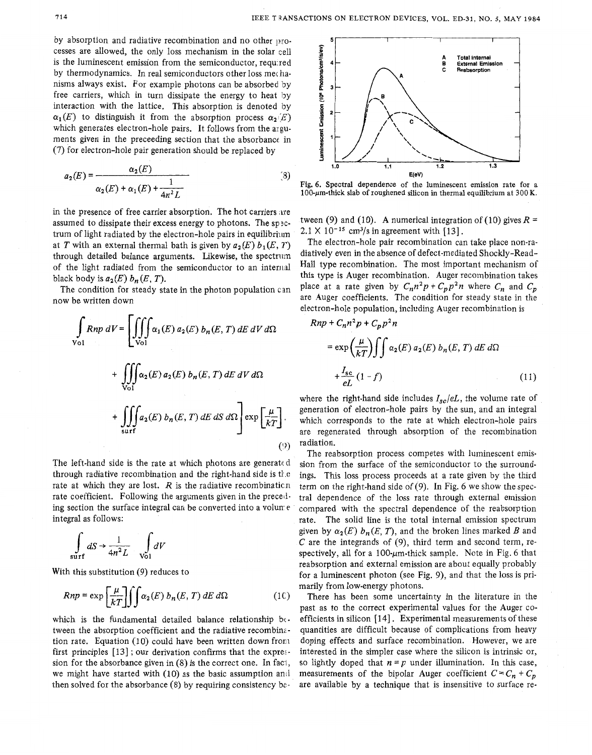by absorption and radiative recombination and no other processes are allowed, the only loss mechanism in the solar cell is the luminescent emission from the semiconductor, required by thermodynamics. In real semiconductors other loss mechanisms always exist. For example photons can be absorbed by free carriers, which in turn dissipate the energy to heat by interaction with the lattice. This absorption is denoted by $\alpha_1(E)$ to distinguish it from the absorption process $\alpha_2(E)$ which generates electron-hole pairs. It follows from the arguments given in the preceeding section that the absorbance in (7) for electron-hole pair generation should be replaced by

$$a_2(E) = \frac{\alpha_2(E)}{\alpha_2(E) + \alpha_1(E) + \frac{1}{4n^2 L}} \tag{8}$$

in the presence of free carrier absorption. The hot carriers are assumed to dissipate their excess energy to photons. The spectrum of light radiated by the electron-hole pairs in equilibrium at $T$ with an external thermal bath is given by $a_2(E)\, b_1(E, T)$ through detailed balance arguments. Likewise, the spectrum of the light radiated from the semiconductor to an internal black body is $a_2(E)\, b_n(E, T)$.

The condition for steady state in the photon population can now be written down

$$\int_{\text{Vol}} Rnp\, dV = \Bigg[\iiint_{\text{Vol}} \alpha_1(E)\, a_2(E)\, b_n(E, T)\, dE\, dV\, d\Omega + \iiint_{\text{Vol}} \alpha_2(E)\, a_2(E)\, b_n(E, T)\, dE\, dV\, d\Omega + \iiint_{\text{surf}} a_2(E)\, b_n(E, T)\, dE\, dS\, d\Omega\Bigg] \exp\left[\frac{\mu}{kT}\right]. \tag{9}$$

The left-hand side is the rate at which photons are generated through radiative recombination and the right-hand side is the rate at which they are lost. $R$ is the radiative recombination rate coefficient. Following the arguments given in the preceding section the surface integral can be converted into a volume integral as follows:

$$\int_{\text{surf}} dS \rightarrow \frac{1}{4n^2 L} \int_{\text{Vol}} dV$$

With this substitution (9) reduces to

$$Rnp = \exp\left[\frac{\mu}{kT}\right] \iint \alpha_2(E)\, b_n(E, T)\, dE\, d\Omega \tag{10}$$

which is the fundamental detailed balance relationship between the absorption coefficient and the radiative recombination rate. Equation (10) could have been written down from first principles [13]; our derivation confirms that the expression for the absorbance given in (8) is the correct one. In fact, we might have started with (10) as the basic assumption and then solved for the absorbance (8) by requiring consistency between (9) and (10). A numerical integration of (10) gives $R = 2.1 \times 10^{-15}$ cm$^3$/s in agreement with [13].

Fig. 6. Spectral dependence of the luminescent emission rate for a 100-μm-thick slab of roughened silicon in thermal equilibrium at 300 K.

The electron-hole pair recombination can take place non-radiatively even in the absence of defect-mediated Shockly-Read-Hall type recombination. The most important mechanism of this type is Auger recombination. Auger recombination takes place at a rate given by $C_n n^2 p + C_p p^2 n$ where $C_n$ and $C_p$ are Auger coefficients. The condition for steady state in the electron-hole population, including Auger recombination is

$$Rnp + C_n n^2 p + C_p p^2 n = \exp\left(\frac{\mu}{kT}\right) \iint \alpha_2(E)\, a_2(E)\, b_n(E, T)\, dE\, d\Omega + \frac{I_{sc}}{eL}(1 - f) \tag{11}$$

where the right-hand side includes $I_{sc}/eL$, the volume rate of generation of electron-hole pairs by the sun, and an integral which corresponds to the rate at which electron-hole pairs are regenerated through absorption of the recombination radiation.

The reabsorption process competes with luminescent emission from the surface of the semiconductor to the surroundings. This loss process proceeds at a rate given by the third term on the right-hand side of (9). In Fig. 6 we show the spectral dependence of the loss rate through external emission compared with the spectral dependence of the reabsorption rate. The solid line is the total internal emission spectrum given by $\alpha_2(E)\, b_n(E, T)$, and the broken lines marked $B$ and $C$ are the integrands of (9), third term and second term, respectively, all for a 100-μm-thick sample. Note in Fig. 6 that reabsorption and external emission are about equally probably for a luminescent photon (see Fig. 9), and that the loss is primarily from low-energy photons.

There has been some uncertainty in the literature in the past as to the correct experimental values for the Auger coefficients in silicon [14]. Experimental measurements of these quantities are difficult because of complications from heavy doping effects and surface recombination. However, we are interested in the simpler case where the silicon is intrinsic or, so lightly doped that $n = p$ under illumination. In this case, measurements of the bipolar Auger coefficient $C = C_n + C_p$ are available by a technique that is insensitive to surface re-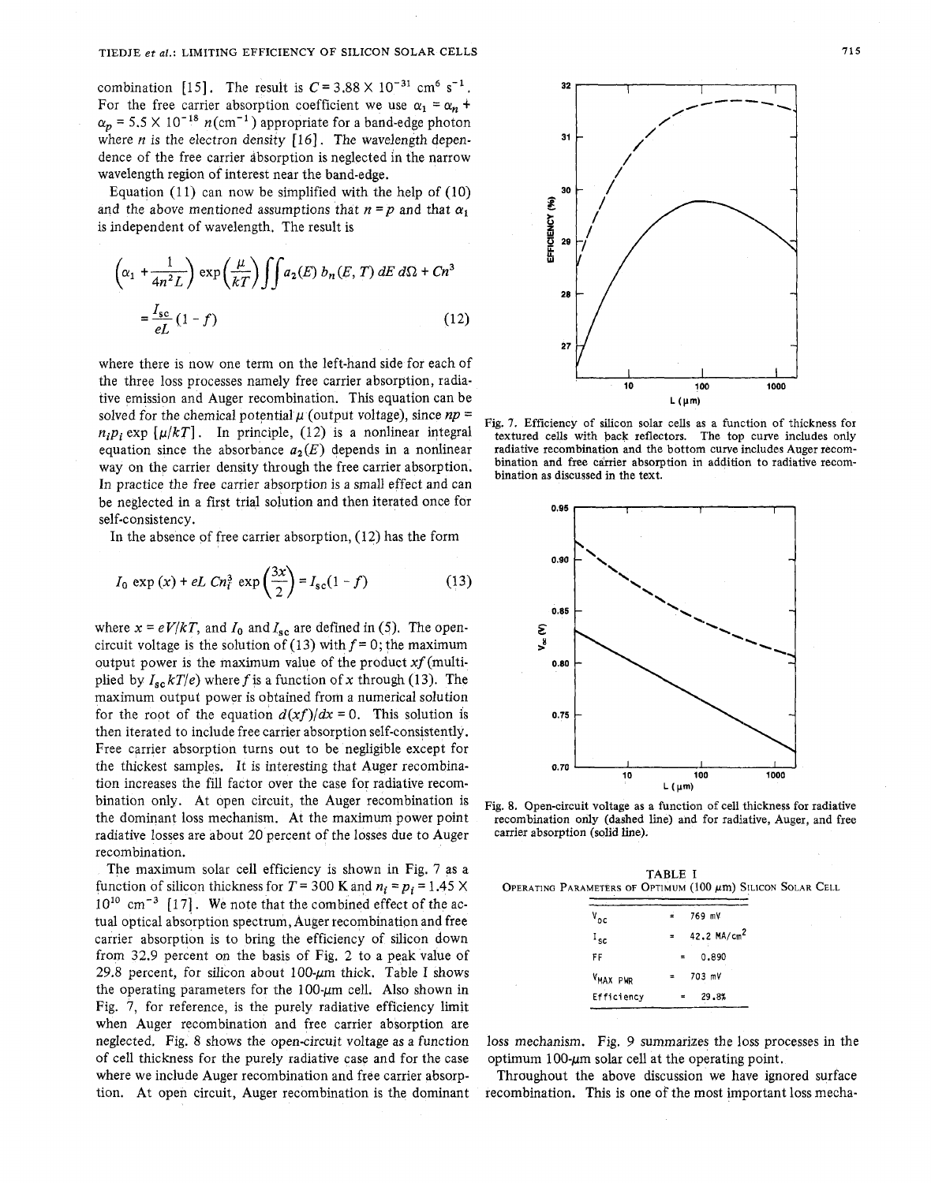combination [15]. The result is $C = 3.88 \times 10^{-31}$ cm$^6$ s$^{-1}$. For the free carrier absorption coefficient we use $\alpha_1 = \alpha_n + \alpha_p = 5.5 \times 10^{-18}\, n(\text{cm}^{-1})$ appropriate for a band-edge photon where $n$ is the electron density [16]. The wavelength dependence of the free carrier absorption is neglected in the narrow wavelength region of interest near the band-edge.

Equation (11) can now be simplified with the help of (10) and the above mentioned assumptions that $n = p$ and that $\alpha_1$ is independent of wavelength. The result is

$$\left(\alpha_1 + \frac{1}{4n^2 L}\right) \exp\left(\frac{\mu}{kT}\right) \iint a_2(E)\, b_n(E, T)\, dE\, d\Omega + Cn^3 = \frac{I_{sc}}{eL}(1 - f) \tag{12}$$

where there is now one term on the left-hand side for each of the three loss processes namely free carrier absorption, radiative emission and Auger recombination. This equation can be solved for the chemical potential $\mu$ (output voltage), since $np = n_i p_i \exp[\mu/kT]$. In principle, (12) is a nonlinear integral equation since the absorbance $a_2(E)$ depends in a nonlinear way on the carrier density through the free carrier absorption. In practice the free carrier absorption is a small effect and can be neglected in a first trial solution and then iterated once for self-consistency.

In the absence of free carrier absorption, (12) has the form

$$I_0 \exp(x) + eL\, Cn_i^3 \exp\left(\frac{3x}{2}\right) = I_{sc}(1 - f) \tag{13}$$

where $x = eV/kT$, and $I_0$ and $I_{sc}$ are defined in (5). The open-circuit voltage is the solution of (13) with $f = 0$; the maximum output power is the maximum value of the product $xf$ (multiplied by $I_{sc}kT/e$) where $f$ is a function of $x$ through (13). The maximum output power is obtained from a numerical solution for the root of the equation $d(xf)/dx = 0$. This solution is then iterated to include free carrier absorption self-consistently. Free carrier absorption turns out to be negligible except for the thickest samples. It is interesting that Auger recombination increases the fill factor over the case for radiative recombination only. At open circuit, the Auger recombination is the dominant loss mechanism. At the maximum power point radiative losses are about 20 percent of the losses due to Auger recombination.

The maximum solar cell efficiency is shown in Fig. 7 as a function of silicon thickness for $T = 300$ K and $n_i = p_i = 1.45 \times 10^{10}$ cm$^{-3}$ [17]. We note that the combined effect of the actual optical absorption spectrum, Auger recombination and free carrier absorption is to bring the efficiency of silicon down from 32.9 percent on the basis of Fig. 2 to a peak value of 29.8 percent, for silicon about 100-$\mu$m thick. Table I shows the operating parameters for the 100-$\mu$m cell. Also shown in Fig. 7, for reference, is the purely radiative efficiency limit when Auger recombination and free carrier absorption are neglected. Fig. 8 shows the open-circuit voltage as a function of cell thickness for the purely radiative case and for the case where we include Auger recombination and free carrier absorption. At open circuit, Auger recombination is the dominant loss mechanism. Fig. 9 summarizes the loss processes in the optimum 100-$\mu$m solar cell at the operating point.

Fig. 7. Efficiency of silicon solar cells as a function of thickness for textured cells with back reflectors. The top curve includes only radiative recombination and the bottom curve includes Auger recombination and free carrier absorption in addition to radiative recombination as discussed in the text.

Fig. 8. Open-circuit voltage as a function of cell thickness for radiative recombination only (dashed line) and for radiative, Auger, and free carrier absorption (solid line).

TABLE I
OPERATING PARAMETERS OF OPTIMUM (100 $\mu$m) SILICON SOLAR CELL

| | | |
|---|---|---|
| $V_{OC}$ | = | 769 mV |
| $I_{SC}$ | = | 42.2 MA/cm$^2$ |
| FF | = | 0.890 |
| $V_{MAX\ PWR}$ | = | 703 mV |
| Efficiency | = | 29.8% |

Throughout the above discussion we have ignored surface recombination. This is one of the most important loss mecha-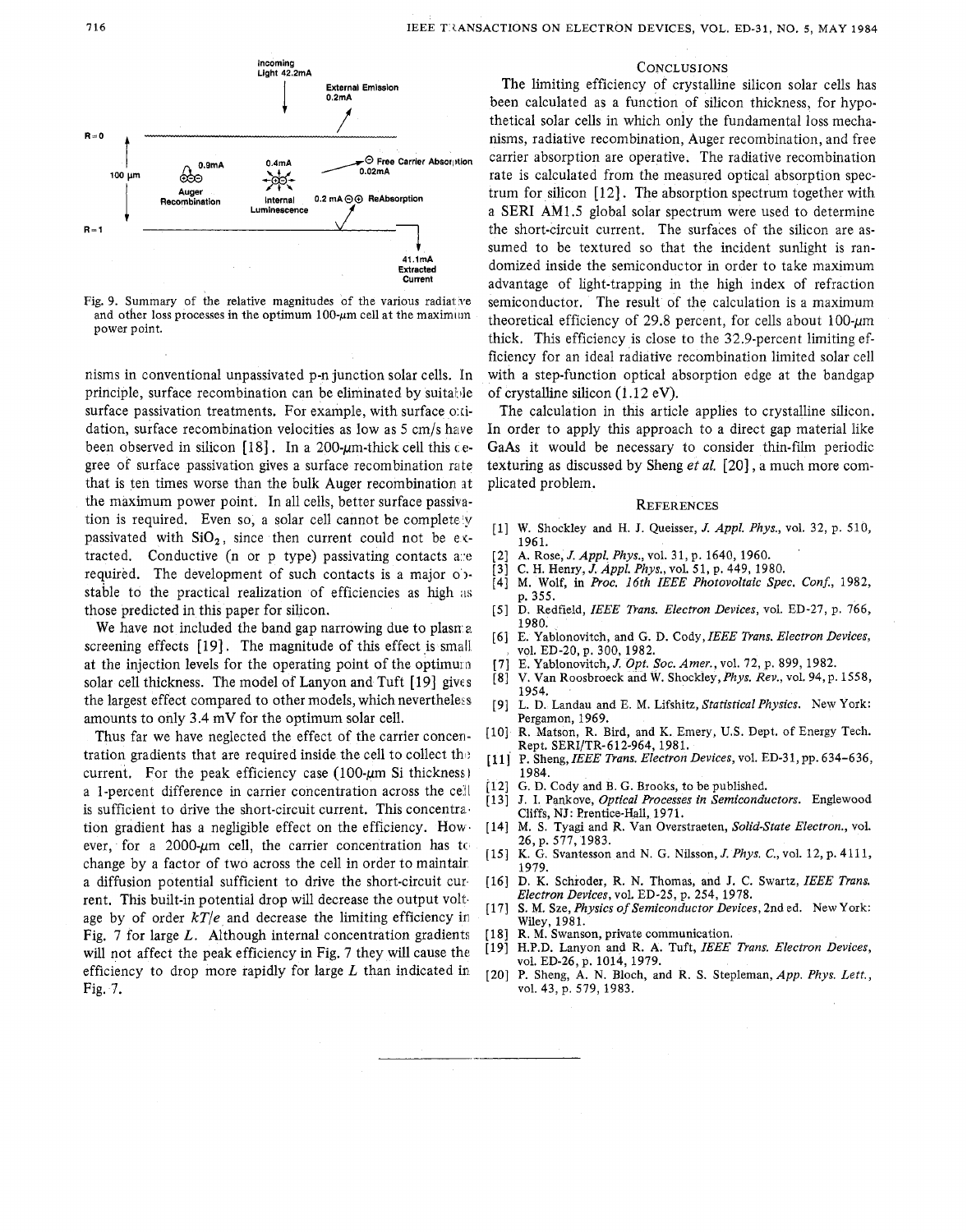Incoming Light 42.2mA

External Emission 0.2mA

R=0

100 μm

0.9mA

Auger Recombination

0.4mA

Internal Luminescence

Free Carrier Absorption 0.02mA

0.2 mA ReAbsorption

R=1

41.1mA Extracted Current

Fig. 9. Summary of the relative magnitudes of the various radiative and other loss processes in the optimum 100-μm cell at the maximum power point.

nisms in conventional unpassivated p-n junction solar cells. In principle, surface recombination can be eliminated by suitable surface passivation treatments. For example, with surface oxidation, surface recombination velocities as low as 5 cm/s have been observed in silicon [18]. In a 200-μm-thick cell this degree of surface passivation gives a surface recombination rate that is ten times worse than the bulk Auger recombination at the maximum power point. In all cells, better surface passivation is required. Even so, a solar cell cannot be completely passivated with $SiO_2$, since then current could not be extracted. Conductive (n or p type) passivating contacts are required. The development of such contacts is a major obstable to the practical realization of efficiencies as high as those predicted in this paper for silicon.

We have not included the band gap narrowing due to plasma screening effects [19]. The magnitude of this effect is small at the injection levels for the operating point of the optimum solar cell thickness. The model of Lanyon and Tuft [19] gives the largest effect compared to other models, which nevertheless amounts to only 3.4 mV for the optimum solar cell.

Thus far we have neglected the effect of the carrier concentration gradients that are required inside the cell to collect the current. For the peak efficiency case (100-μm Si thickness) a 1-percent difference in carrier concentration across the cell is sufficient to drive the short-circuit current. This concentration gradient has a negligible effect on the efficiency. However, for a 2000-μm cell, the carrier concentration has to change by a factor of two across the cell in order to maintain a diffusion potential sufficient to drive the short-circuit current. This built-in potential drop will decrease the output voltage by of order $kT/e$ and decrease the limiting efficiency in Fig. 7 for large $L$. Although internal concentration gradients will not affect the peak efficiency in Fig. 7 they will cause the efficiency to drop more rapidly for large $L$ than indicated in Fig. 7.

## Conclusions

The limiting efficiency of crystalline silicon solar cells has been calculated as a function of silicon thickness, for hypothetical solar cells in which only the fundamental loss mechanisms, radiative recombination, Auger recombination, and free carrier absorption are operative. The radiative recombination rate is calculated from the measured optical absorption spectrum for silicon [12]. The absorption spectrum together with a SERI AM1.5 global solar spectrum were used to determine the short-circuit current. The surfaces of the silicon are assumed to be textured so that the incident sunlight is randomized inside the semiconductor in order to take maximum advantage of light-trapping in the high index of refraction semiconductor. The result of the calculation is a maximum theoretical efficiency of 29.8 percent, for cells about 100-μm thick. This efficiency is close to the 32.9-percent limiting efficiency for an ideal radiative recombination limited solar cell with a step-function optical absorption edge at the bandgap of crystalline silicon (1.12 eV).

The calculation in this article applies to crystalline silicon. In order to apply this approach to a direct gap material like GaAs it would be necessary to consider thin-film periodic texturing as discussed by Sheng *et al.* [20], a much more complicated problem.

## References

[1] W. Shockley and H. J. Queisser, *J. Appl. Phys.*, vol. 32, p. 510, 1961.

[2] A. Rose, *J. Appl. Phys.*, vol. 31, p. 1640, 1960.

[3] C. H. Henry, *J. Appl. Phys.*, vol. 51, p. 449, 1980.

[4] M. Wolf, in *Proc. 16th IEEE Photovoltaic Spec. Conf.*, 1982, p. 355.

[5] D. Redfield, *IEEE Trans. Electron Devices*, vol. ED-27, p. 766, 1980.

[6] E. Yablonovitch, and G. D. Cody, *IEEE Trans. Electron Devices*, vol. ED-20, p. 300, 1982.

[7] E. Yablonovitch, *J. Opt. Soc. Amer.*, vol. 72, p. 899, 1982.

[8] V. Van Roosbroeck and W. Shockley, *Phys. Rev.*, vol. 94, p. 1558, 1954.

[9] L. D. Landau and E. M. Lifshitz, *Statistical Physics*. New York: Pergamon, 1969.

[10] R. Matson, R. Bird, and K. Emery, U.S. Dept. of Energy Tech. Rept. SERI/TR-612-964, 1981.

[11] P. Sheng, *IEEE Trans. Electron Devices*, vol. ED-31, pp. 634-636, 1984.

[12] G. D. Cody and B. G. Brooks, to be published.

[13] J. I. Pankove, *Optical Processes in Semiconductors*. Englewood Cliffs, NJ: Prentice-Hall, 1971.

[14] M. S. Tyagi and R. Van Overstraeten, *Solid-State Electron.*, vol. 26, p. 577, 1983.

[15] K. G. Svantesson and N. G. Nilsson, *J. Phys. C.*, vol. 12, p. 4111, 1979.

[16] D. K. Schroder, R. N. Thomas, and J. C. Swartz, *IEEE Trans. Electron Devices*, vol. ED-25, p. 254, 1978.

[17] S. M. Sze, *Physics of Semiconductor Devices*, 2nd ed. New York: Wiley, 1981.

[18] R. M. Swanson, private communication.

[19] H.P.D. Lanyon and R. A. Tuft, *IEEE Trans. Electron Devices*, vol. ED-26, p. 1014, 1979.

[20] P. Sheng, A. N. Bloch, and R. S. Stepleman, *App. Phys. Lett.*, vol. 43, p. 579, 1983.